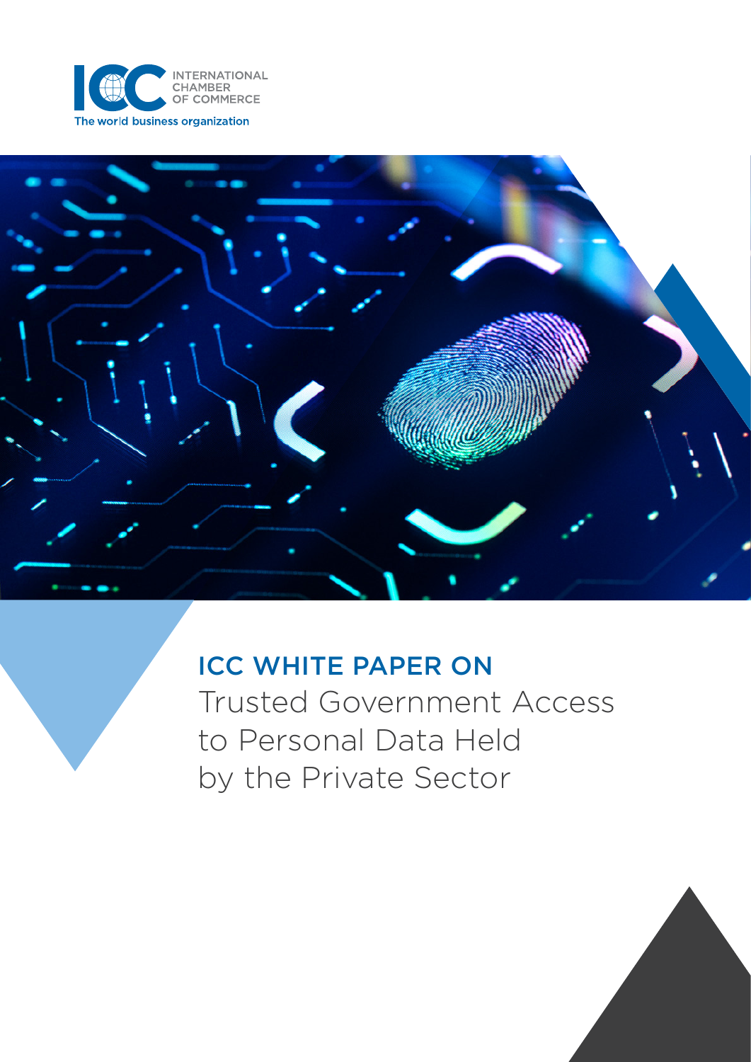INTERNATIONAL CHAMBER OF COMMERCE

The world business organization

# ICC WHITE PAPER ON Trusted Government Access to Personal Data Held by the Private Sector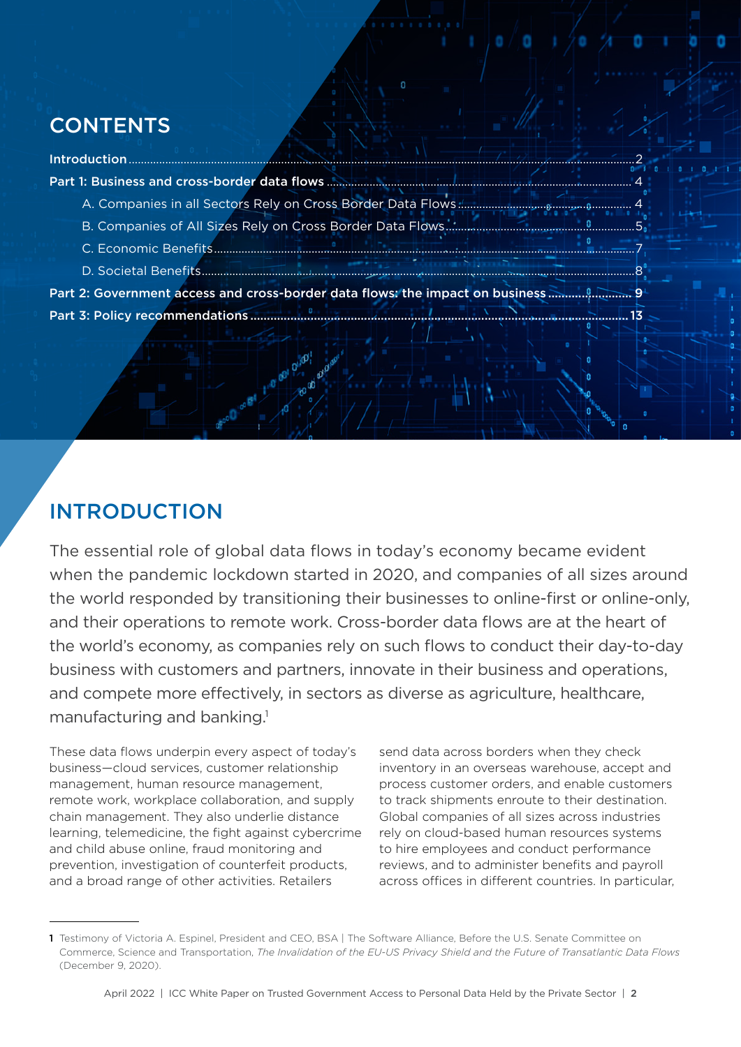## CONTENTS

- Introduction.......2
- Part 1: Business and cross-border data flows.......4
  - A. Companies in all Sectors Rely on Cross Border Data Flows.......4
  - B. Companies of All Sizes Rely on Cross Border Data Flows.......5
  - C. Economic Benefits.......7
  - D. Societal Benefits.......8
- Part 2: Government access and cross-border data flows: the impact on business.......9
- Part 3: Policy recommendations.......13

## INTRODUCTION

The essential role of global data flows in today's economy became evident when the pandemic lockdown started in 2020, and companies of all sizes around the world responded by transitioning their businesses to online-first or online-only, and their operations to remote work. Cross-border data flows are at the heart of the world's economy, as companies rely on such flows to conduct their day-to-day business with customers and partners, innovate in their business and operations, and compete more effectively, in sectors as diverse as agriculture, healthcare, manufacturing and banking.[1]

These data flows underpin every aspect of today's business—cloud services, customer relationship management, human resource management, remote work, workplace collaboration, and supply chain management. They also underlie distance learning, telemedicine, the fight against cybercrime and child abuse online, fraud monitoring and prevention, investigation of counterfeit products, and a broad range of other activities. Retailers send data across borders when they check inventory in an overseas warehouse, accept and process customer orders, and enable customers to track shipments enroute to their destination. Global companies of all sizes across industries rely on cloud-based human resources systems to hire employees and conduct performance reviews, and to administer benefits and payroll across offices in different countries. In particular,

---

[1] Testimony of Victoria A. Espinel, President and CEO, BSA | The Software Alliance, Before the U.S. Senate Committee on Commerce, Science and Transportation, *The Invalidation of the EU-US Privacy Shield and the Future of Transatlantic Data Flows* (December 9, 2020).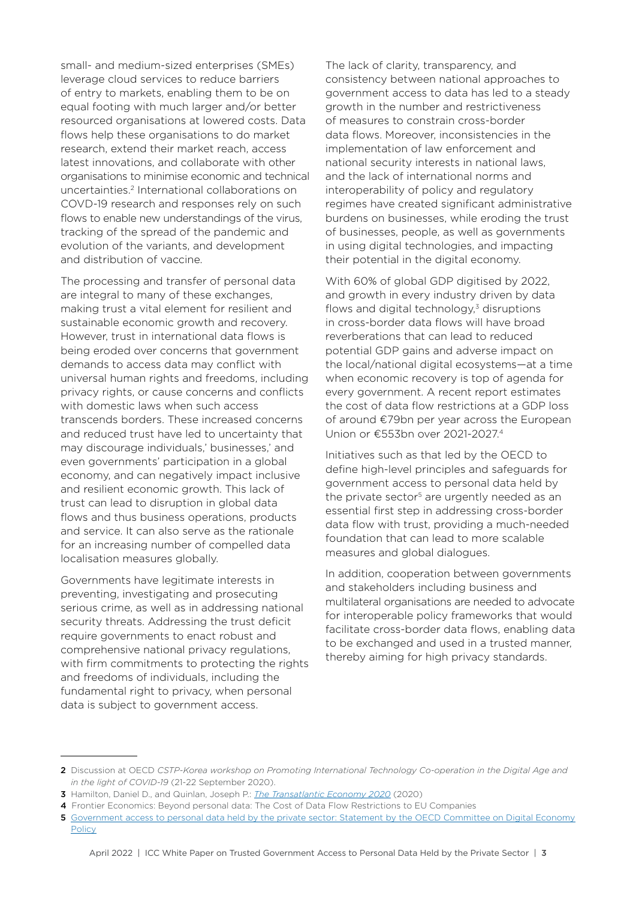small- and medium-sized enterprises (SMEs) leverage cloud services to reduce barriers of entry to markets, enabling them to be on equal footing with much larger and/or better resourced organisations at lowered costs. Data flows help these organisations to do market research, extend their market reach, access latest innovations, and collaborate with other organisations to minimise economic and technical uncertainties.[2] International collaborations on COVID-19 research and responses rely on such flows to enable new understandings of the virus, tracking of the spread of the pandemic and evolution of the variants, and development and distribution of vaccine.

The processing and transfer of personal data are integral to many of these exchanges, making trust a vital element for resilient and sustainable economic growth and recovery. However, trust in international data flows is being eroded over concerns that government demands to access data may conflict with universal human rights and freedoms, including privacy rights, or cause concerns and conflicts with domestic laws when such access transcends borders. These increased concerns and reduced trust have led to uncertainty that may discourage individuals,' businesses,' and even governments' participation in a global economy, and can negatively impact inclusive and resilient economic growth. This lack of trust can lead to disruption in global data flows and thus business operations, products and service. It can also serve as the rationale for an increasing number of compelled data localisation measures globally.

Governments have legitimate interests in preventing, investigating and prosecuting serious crime, as well as in addressing national security threats. Addressing the trust deficit require governments to enact robust and comprehensive national privacy regulations, with firm commitments to protecting the rights and freedoms of individuals, including the fundamental right to privacy, when personal data is subject to government access.

The lack of clarity, transparency, and consistency between national approaches to government access to data has led to a steady growth in the number and restrictiveness of measures to constrain cross-border data flows. Moreover, inconsistencies in the implementation of law enforcement and national security interests in national laws, and the lack of international norms and interoperability of policy and regulatory regimes have created significant administrative burdens on businesses, while eroding the trust of businesses, people, as well as governments in using digital technologies, and impacting their potential in the digital economy.

With 60% of global GDP digitised by 2022, and growth in every industry driven by data flows and digital technology,[3] disruptions in cross-border data flows will have broad reverberations that can lead to reduced potential GDP gains and adverse impact on the local/national digital ecosystems—at a time when economic recovery is top of agenda for every government. A recent report estimates the cost of data flow restrictions at a GDP loss of around €79bn per year across the European Union or €553bn over 2021-2027.[4]

Initiatives such as that led by the OECD to define high-level principles and safeguards for government access to personal data held by the private sector[5] are urgently needed as an essential first step in addressing cross-border data flow with trust, providing a much-needed foundation that can lead to more scalable measures and global dialogues.

In addition, cooperation between governments and stakeholders including business and multilateral organisations are needed to advocate for interoperable policy frameworks that would facilitate cross-border data flows, enabling data to be exchanged and used in a trusted manner, thereby aiming for high privacy standards.

---

**2** Discussion at OECD *CSTP-Korea workshop on Promoting International Technology Co-operation in the Digital Age and in the light of COVID-19* (21-22 September 2020).

**3** Hamilton, Daniel D., and Quinlan, Joseph P.: *The Transatlantic Economy 2020* (2020)

**4** Frontier Economics: Beyond personal data: The Cost of Data Flow Restrictions to EU Companies

**5** Government access to personal data held by the private sector: Statement by the OECD Committee on Digital Economy Policy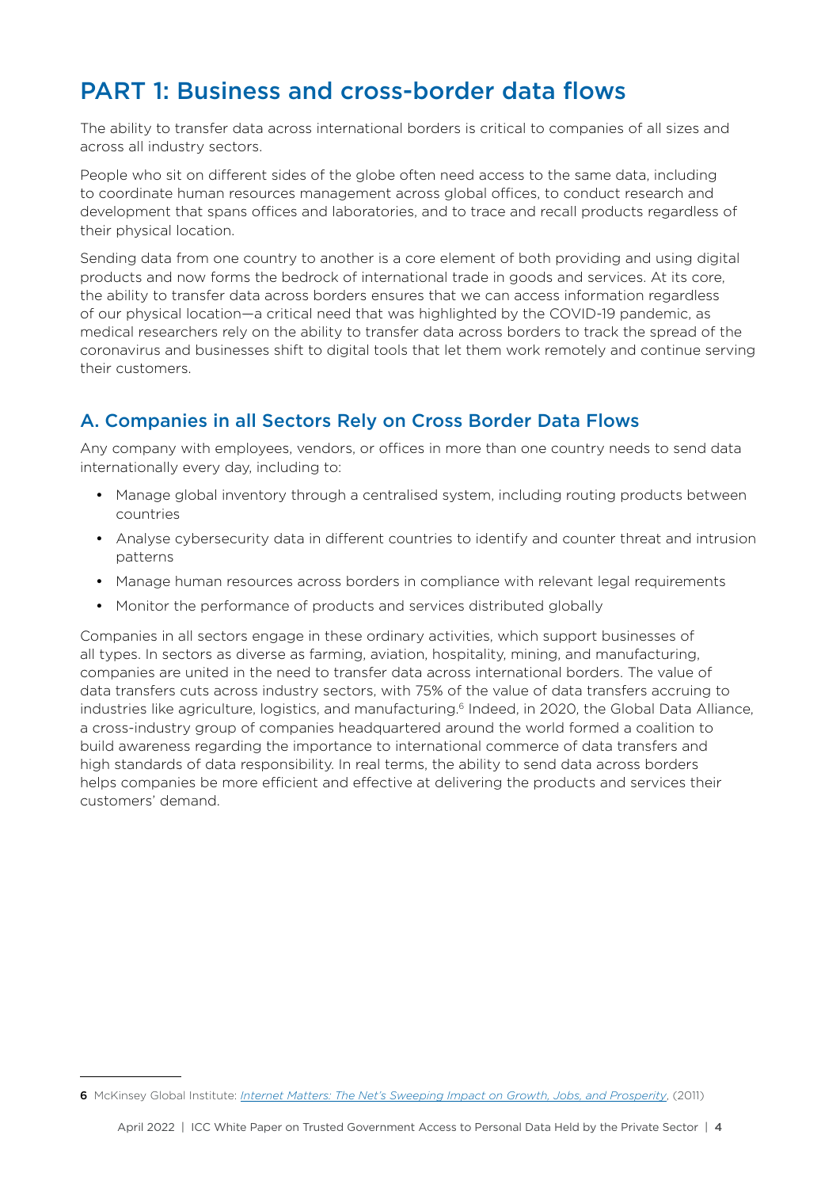# PART 1: Business and cross-border data flows

The ability to transfer data across international borders is critical to companies of all sizes and across all industry sectors.

People who sit on different sides of the globe often need access to the same data, including to coordinate human resources management across global offices, to conduct research and development that spans offices and laboratories, and to trace and recall products regardless of their physical location.

Sending data from one country to another is a core element of both providing and using digital products and now forms the bedrock of international trade in goods and services. At its core, the ability to transfer data across borders ensures that we can access information regardless of our physical location—a critical need that was highlighted by the COVID-19 pandemic, as medical researchers rely on the ability to transfer data across borders to track the spread of the coronavirus and businesses shift to digital tools that let them work remotely and continue serving their customers.

## A. Companies in all Sectors Rely on Cross Border Data Flows

Any company with employees, vendors, or offices in more than one country needs to send data internationally every day, including to:

- Manage global inventory through a centralised system, including routing products between countries
- Analyse cybersecurity data in different countries to identify and counter threat and intrusion patterns
- Manage human resources across borders in compliance with relevant legal requirements
- Monitor the performance of products and services distributed globally

Companies in all sectors engage in these ordinary activities, which support businesses of all types. In sectors as diverse as farming, aviation, hospitality, mining, and manufacturing, companies are united in the need to transfer data across international borders. The value of data transfers cuts across industry sectors, with 75% of the value of data transfers accruing to industries like agriculture, logistics, and manufacturing.[6] Indeed, in 2020, the Global Data Alliance, a cross-industry group of companies headquartered around the world formed a coalition to build awareness regarding the importance to international commerce of data transfers and high standards of data responsibility. In real terms, the ability to send data across borders helps companies be more efficient and effective at delivering the products and services their customers' demand.

---

**6** McKinsey Global Institute: *Internet Matters: The Net's Sweeping Impact on Growth, Jobs, and Prosperity*, (2011)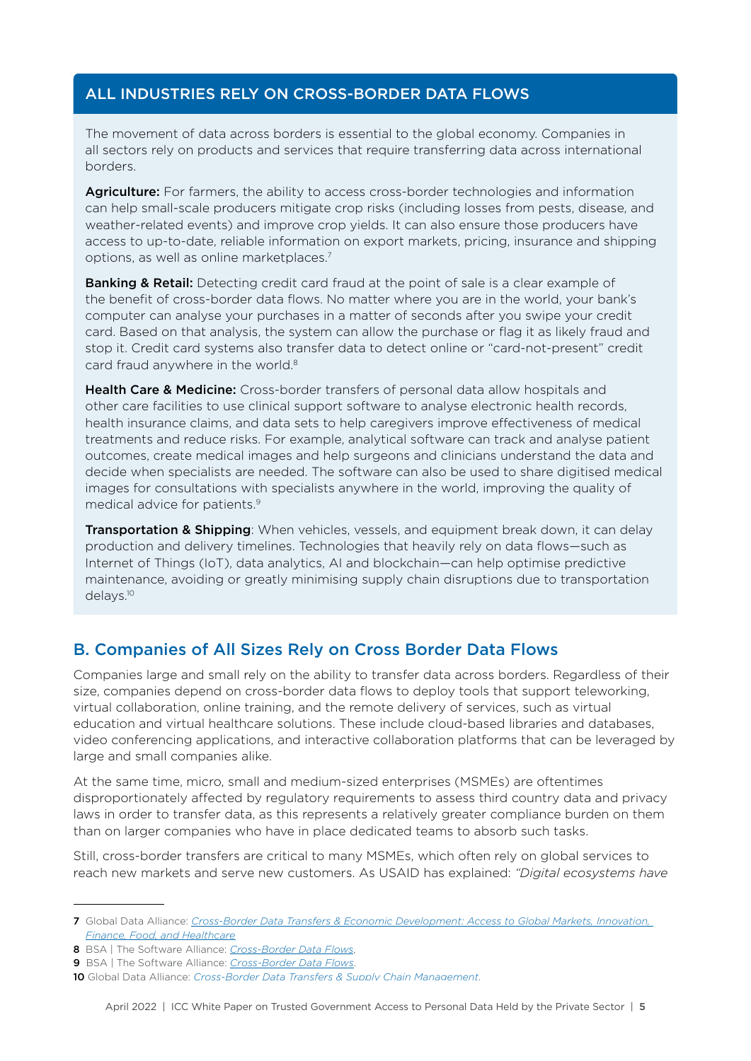## ALL INDUSTRIES RELY ON CROSS-BORDER DATA FLOWS

The movement of data across borders is essential to the global economy. Companies in all sectors rely on products and services that require transferring data across international borders.

**Agriculture:** For farmers, the ability to access cross-border technologies and information can help small-scale producers mitigate crop risks (including losses from pests, disease, and weather-related events) and improve crop yields. It can also ensure those producers have access to up-to-date, reliable information on export markets, pricing, insurance and shipping options, as well as online marketplaces.[7]

**Banking & Retail:** Detecting credit card fraud at the point of sale is a clear example of the benefit of cross-border data flows. No matter where you are in the world, your bank's computer can analyse your purchases in a matter of seconds after you swipe your credit card. Based on that analysis, the system can allow the purchase or flag it as likely fraud and stop it. Credit card systems also transfer data to detect online or "card-not-present" credit card fraud anywhere in the world.[8]

**Health Care & Medicine:** Cross-border transfers of personal data allow hospitals and other care facilities to use clinical support software to analyse electronic health records, health insurance claims, and data sets to help caregivers improve effectiveness of medical treatments and reduce risks. For example, analytical software can track and analyse patient outcomes, create medical images and help surgeons and clinicians understand the data and decide when specialists are needed. The software can also be used to share digitised medical images for consultations with specialists anywhere in the world, improving the quality of medical advice for patients.[9]

**Transportation & Shipping**: When vehicles, vessels, and equipment break down, it can delay production and delivery timelines. Technologies that heavily rely on data flows—such as Internet of Things (IoT), data analytics, AI and blockchain—can help optimise predictive maintenance, avoiding or greatly minimising supply chain disruptions due to transportation delays.[10]

## B. Companies of All Sizes Rely on Cross Border Data Flows

Companies large and small rely on the ability to transfer data across borders. Regardless of their size, companies depend on cross-border data flows to deploy tools that support teleworking, virtual collaboration, online training, and the remote delivery of services, such as virtual education and virtual healthcare solutions. These include cloud-based libraries and databases, video conferencing applications, and interactive collaboration platforms that can be leveraged by large and small companies alike.

At the same time, micro, small and medium-sized enterprises (MSMEs) are oftentimes disproportionately affected by regulatory requirements to assess third country data and privacy laws in order to transfer data, as this represents a relatively greater compliance burden on them than on larger companies who have in place dedicated teams to absorb such tasks.

Still, cross-border transfers are critical to many MSMEs, which often rely on global services to reach new markets and serve new customers. As USAID has explained: *"Digital ecosystems have*

---

7 Global Data Alliance: *Cross-Border Data Transfers & Economic Development: Access to Global Markets, Innovation, Finance, Food, and Healthcare*

8 BSA | The Software Alliance: *Cross-Border Data Flows*.

9 BSA | The Software Alliance: *Cross-Border Data Flows*.

10 Global Data Alliance: *Cross-Border Data Transfers & Supply Chain Management*.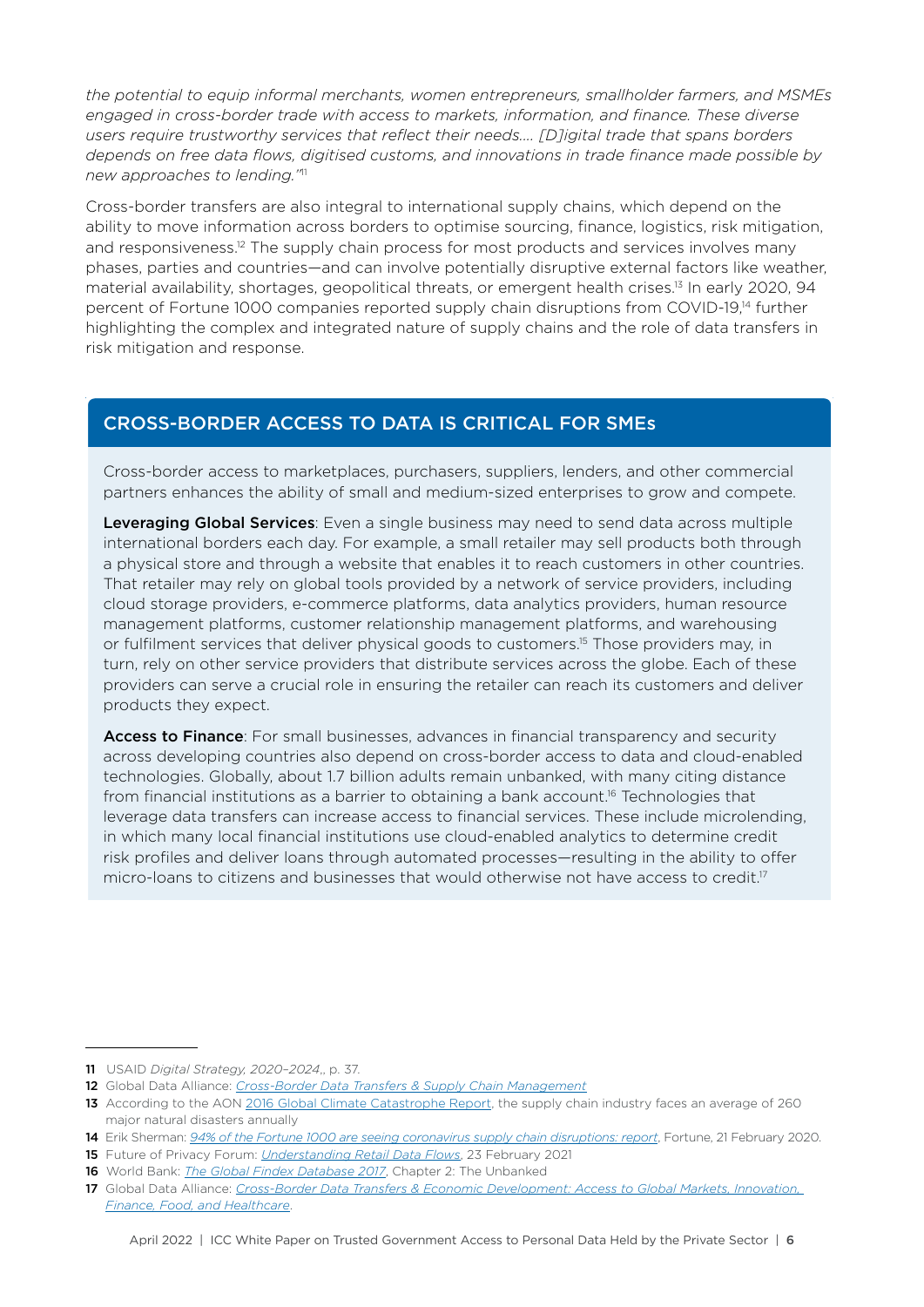*the potential to equip informal merchants, women entrepreneurs, smallholder farmers, and MSMEs engaged in cross-border trade with access to markets, information, and finance. These diverse users require trustworthy services that reflect their needs.... [D]igital trade that spans borders depends on free data flows, digitised customs, and innovations in trade finance made possible by new approaches to lending."*[11]

Cross-border transfers are also integral to international supply chains, which depend on the ability to move information across borders to optimise sourcing, finance, logistics, risk mitigation, and responsiveness.[12] The supply chain process for most products and services involves many phases, parties and countries—and can involve potentially disruptive external factors like weather, material availability, shortages, geopolitical threats, or emergent health crises.[13] In early 2020, 94 percent of Fortune 1000 companies reported supply chain disruptions from COVID-19,[14] further highlighting the complex and integrated nature of supply chains and the role of data transfers in risk mitigation and response.

## CROSS-BORDER ACCESS TO DATA IS CRITICAL FOR SMEs

Cross-border access to marketplaces, purchasers, suppliers, lenders, and other commercial partners enhances the ability of small and medium-sized enterprises to grow and compete.

**Leveraging Global Services**: Even a single business may need to send data across multiple international borders each day. For example, a small retailer may sell products both through a physical store and through a website that enables it to reach customers in other countries. That retailer may rely on global tools provided by a network of service providers, including cloud storage providers, e-commerce platforms, data analytics providers, human resource management platforms, customer relationship management platforms, and warehousing or fulfilment services that deliver physical goods to customers.[15] Those providers may, in turn, rely on other service providers that distribute services across the globe. Each of these providers can serve a crucial role in ensuring the retailer can reach its customers and deliver products they expect.

**Access to Finance**: For small businesses, advances in financial transparency and security across developing countries also depend on cross-border access to data and cloud-enabled technologies. Globally, about 1.7 billion adults remain unbanked, with many citing distance from financial institutions as a barrier to obtaining a bank account.[16] Technologies that leverage data transfers can increase access to financial services. These include microlending, in which many local financial institutions use cloud-enabled analytics to determine credit risk profiles and deliver loans through automated processes—resulting in the ability to offer micro-loans to citizens and businesses that would otherwise not have access to credit.[17]

---

11 USAID *Digital Strategy, 2020–2024*,, p. 37.

12 Global Data Alliance: *Cross-Border Data Transfers & Supply Chain Management*

13 According to the AON 2016 Global Climate Catastrophe Report, the supply chain industry faces an average of 260 major natural disasters annually

14 Erik Sherman: *94% of the Fortune 1000 are seeing coronavirus supply chain disruptions: report*, Fortune, 21 February 2020.

15 Future of Privacy Forum: *Understanding Retail Data Flows*, 23 February 2021

16 World Bank: *The Global Findex Database 2017*, Chapter 2: The Unbanked

17 Global Data Alliance: *Cross-Border Data Transfers & Economic Development: Access to Global Markets, Innovation, Finance, Food, and Healthcare*.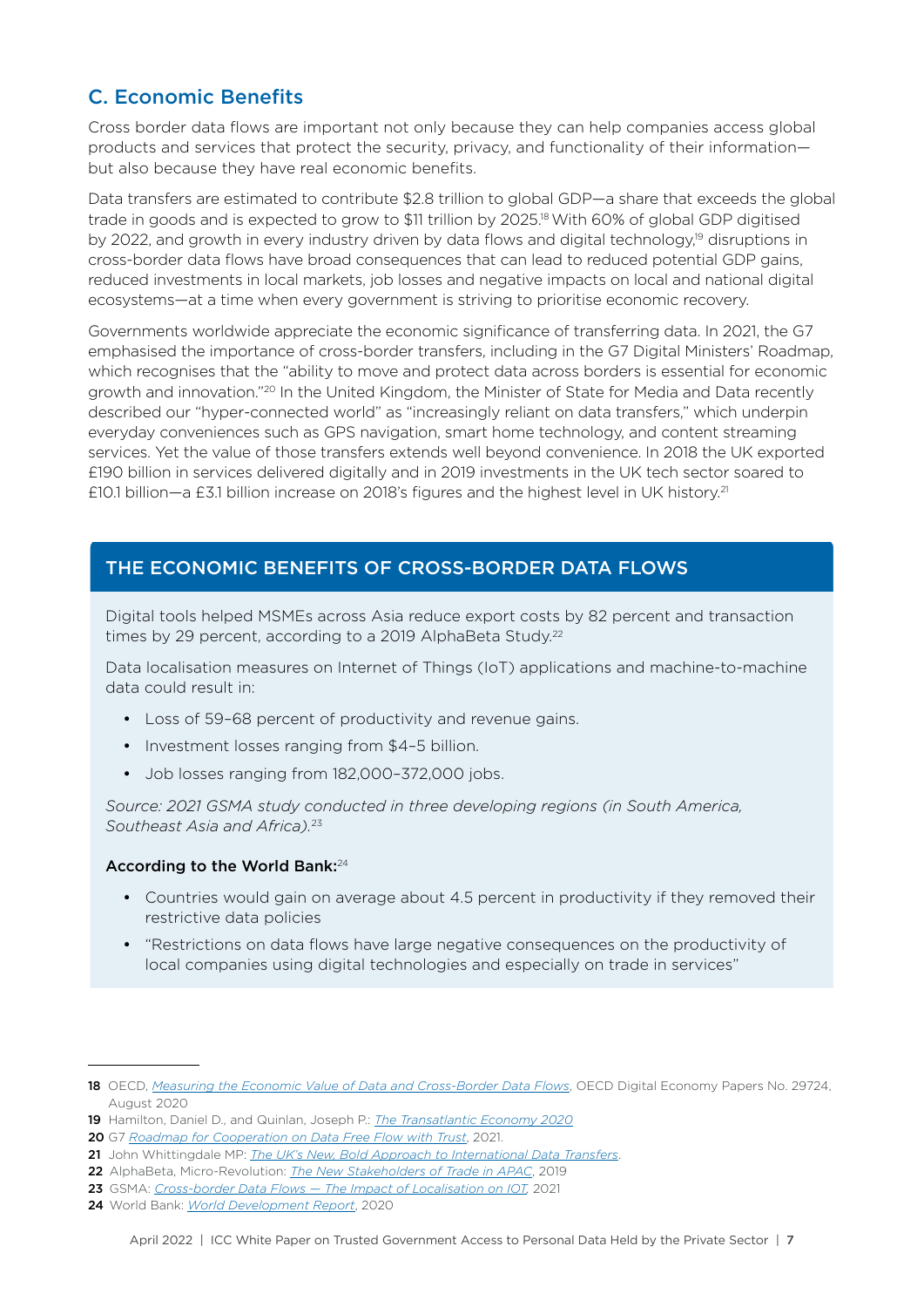## C. Economic Benefits

Cross border data flows are important not only because they can help companies access global products and services that protect the security, privacy, and functionality of their information—but also because they have real economic benefits.

Data transfers are estimated to contribute $2.8 trillion to global GDP—a share that exceeds the global trade in goods and is expected to grow to $11 trillion by 2025.[18] With 60% of global GDP digitised by 2022, and growth in every industry driven by data flows and digital technology,[19] disruptions in cross-border data flows have broad consequences that can lead to reduced potential GDP gains, reduced investments in local markets, job losses and negative impacts on local and national digital ecosystems—at a time when every government is striving to prioritise economic recovery.

Governments worldwide appreciate the economic significance of transferring data. In 2021, the G7 emphasised the importance of cross-border transfers, including in the G7 Digital Ministers' Roadmap, which recognises that the "ability to move and protect data across borders is essential for economic growth and innovation."[20] In the United Kingdom, the Minister of State for Media and Data recently described our "hyper-connected world" as "increasingly reliant on data transfers," which underpin everyday conveniences such as GPS navigation, smart home technology, and content streaming services. Yet the value of those transfers extends well beyond convenience. In 2018 the UK exported £190 billion in services delivered digitally and in 2019 investments in the UK tech sector soared to £10.1 billion—a £3.1 billion increase on 2018's figures and the highest level in UK history.[21]

### THE ECONOMIC BENEFITS OF CROSS-BORDER DATA FLOWS

Digital tools helped MSMEs across Asia reduce export costs by 82 percent and transaction times by 29 percent, according to a 2019 AlphaBeta Study.[22]

Data localisation measures on Internet of Things (IoT) applications and machine-to-machine data could result in:

- Loss of 59–68 percent of productivity and revenue gains.
- Investment losses ranging from $4–5 billion.
- Job losses ranging from 182,000–372,000 jobs.

*Source: 2021 GSMA study conducted in three developing regions (in South America, Southeast Asia and Africa).*[23]

**According to the World Bank:**[24]

- Countries would gain on average about 4.5 percent in productivity if they removed their restrictive data policies
- "Restrictions on data flows have large negative consequences on the productivity of local companies using digital technologies and especially on trade in services"

---

**18** OECD, *Measuring the Economic Value of Data and Cross-Border Data Flows*, OECD Digital Economy Papers No. 29724, August 2020

**19** Hamilton, Daniel D., and Quinlan, Joseph P.: *The Transatlantic Economy 2020*

**20** G7 *Roadmap for Cooperation on Data Free Flow with Trust*, 2021.

**21** John Whittingdale MP: *The UK's New, Bold Approach to International Data Transfers*.

**22** AlphaBeta, Micro-Revolution: *The New Stakeholders of Trade in APAC*, 2019

**23** GSMA: *Cross-border Data Flows — The Impact of Localisation on IOT*, 2021

**24** World Bank: *World Development Report*, 2020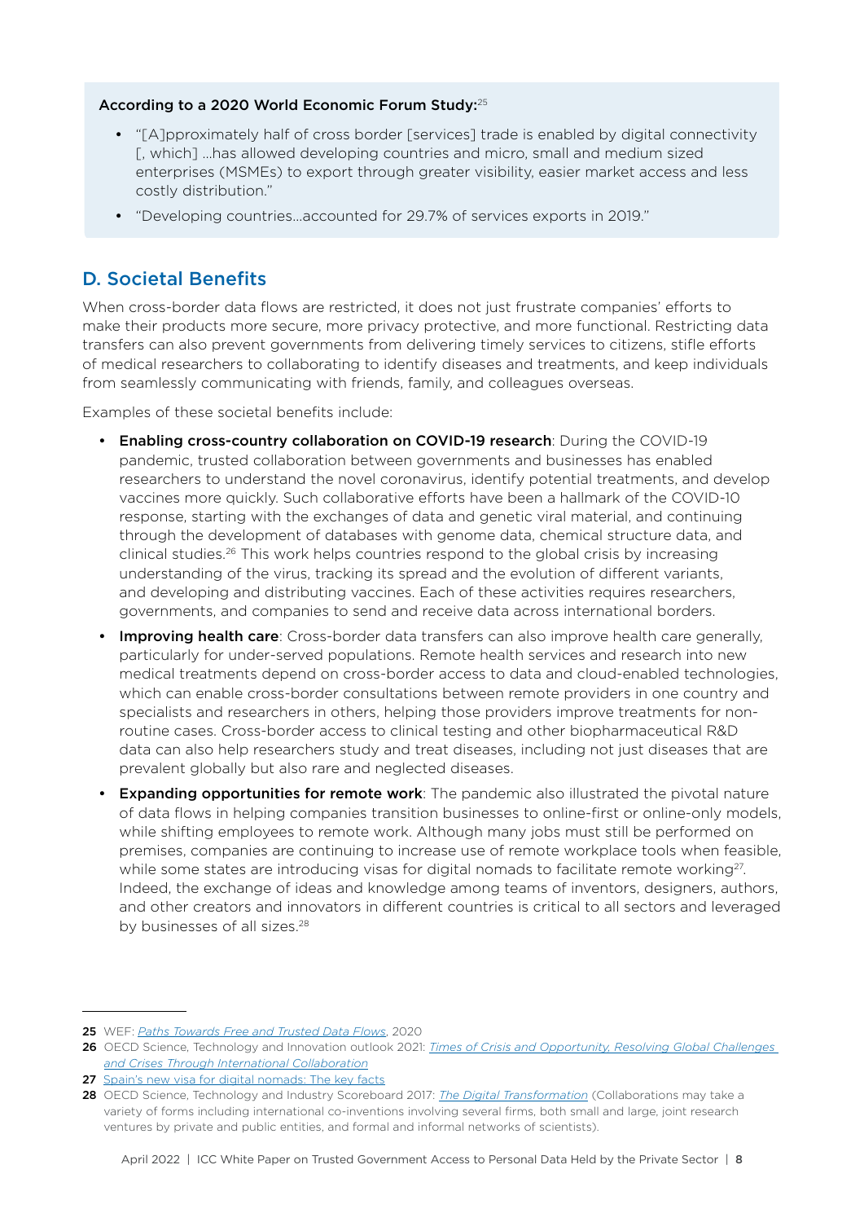**According to a 2020 World Economic Forum Study:**[25]

- "[A]pproximately half of cross border [services] trade is enabled by digital connectivity [, which] …has allowed developing countries and micro, small and medium sized enterprises (MSMEs) to export through greater visibility, easier market access and less costly distribution."
- "Developing countries…accounted for 29.7% of services exports in 2019."

## D. Societal Benefits

When cross-border data flows are restricted, it does not just frustrate companies' efforts to make their products more secure, more privacy protective, and more functional. Restricting data transfers can also prevent governments from delivering timely services to citizens, stifle efforts of medical researchers to collaborating to identify diseases and treatments, and keep individuals from seamlessly communicating with friends, family, and colleagues overseas.

Examples of these societal benefits include:

- **Enabling cross-country collaboration on COVID-19 research**: During the COVID-19 pandemic, trusted collaboration between governments and businesses has enabled researchers to understand the novel coronavirus, identify potential treatments, and develop vaccines more quickly. Such collaborative efforts have been a hallmark of the COVID-10 response, starting with the exchanges of data and genetic viral material, and continuing through the development of databases with genome data, chemical structure data, and clinical studies.[26] This work helps countries respond to the global crisis by increasing understanding of the virus, tracking its spread and the evolution of different variants, and developing and distributing vaccines. Each of these activities requires researchers, governments, and companies to send and receive data across international borders.
- **Improving health care**: Cross-border data transfers can also improve health care generally, particularly for under-served populations. Remote health services and research into new medical treatments depend on cross-border access to data and cloud-enabled technologies, which can enable cross-border consultations between remote providers in one country and specialists and researchers in others, helping those providers improve treatments for non-routine cases. Cross-border access to clinical testing and other biopharmaceutical R&D data can also help researchers study and treat diseases, including not just diseases that are prevalent globally but also rare and neglected diseases.
- **Expanding opportunities for remote work**: The pandemic also illustrated the pivotal nature of data flows in helping companies transition businesses to online-first or online-only models, while shifting employees to remote work. Although many jobs must still be performed on premises, companies are continuing to increase use of remote workplace tools when feasible, while some states are introducing visas for digital nomads to facilitate remote working[27]. Indeed, the exchange of ideas and knowledge among teams of inventors, designers, authors, and other creators and innovators in different countries is critical to all sectors and leveraged by businesses of all sizes.[28]

---

**25** WEF: *Paths Towards Free and Trusted Data Flows*, 2020

**26** OECD Science, Technology and Innovation outlook 2021: *Times of Crisis and Opportunity, Resolving Global Challenges and Crises Through International Collaboration*

**27** Spain's new visa for digital nomads: The key facts

**28** OECD Science, Technology and Industry Scoreboard 2017: *The Digital Transformation* (Collaborations may take a variety of forms including international co-inventions involving several firms, both small and large, joint research ventures by private and public entities, and formal and informal networks of scientists).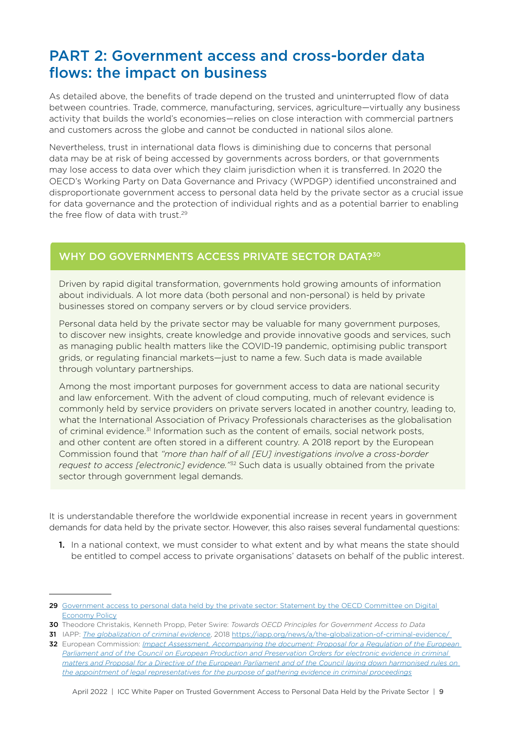# PART 2: Government access and cross-border data flows: the impact on business

As detailed above, the benefits of trade depend on the trusted and uninterrupted flow of data between countries. Trade, commerce, manufacturing, services, agriculture—virtually any business activity that builds the world's economies—relies on close interaction with commercial partners and customers across the globe and cannot be conducted in national silos alone.

Nevertheless, trust in international data flows is diminishing due to concerns that personal data may be at risk of being accessed by governments across borders, or that governments may lose access to data over which they claim jurisdiction when it is transferred. In 2020 the OECD's Working Party on Data Governance and Privacy (WPDGP) identified unconstrained and disproportionate government access to personal data held by the private sector as a crucial issue for data governance and the protection of individual rights and as a potential barrier to enabling the free flow of data with trust.[29]

## WHY DO GOVERNMENTS ACCESS PRIVATE SECTOR DATA?[30]

Driven by rapid digital transformation, governments hold growing amounts of information about individuals. A lot more data (both personal and non-personal) is held by private businesses stored on company servers or by cloud service providers.

Personal data held by the private sector may be valuable for many government purposes, to discover new insights, create knowledge and provide innovative goods and services, such as managing public health matters like the COVID-19 pandemic, optimising public transport grids, or regulating financial markets—just to name a few. Such data is made available through voluntary partnerships.

Among the most important purposes for government access to data are national security and law enforcement. With the advent of cloud computing, much of relevant evidence is commonly held by service providers on private servers located in another country, leading to, what the International Association of Privacy Professionals characterises as the globalisation of criminal evidence.[31] Information such as the content of emails, social network posts, and other content are often stored in a different country. A 2018 report by the European Commission found that *"more than half of all [EU] investigations involve a cross-border request to access [electronic] evidence."*[32] Such data is usually obtained from the private sector through government legal demands.

It is understandable therefore the worldwide exponential increase in recent years in government demands for data held by the private sector. However, this also raises several fundamental questions:

1. In a national context, we must consider to what extent and by what means the state should be entitled to compel access to private organisations' datasets on behalf of the public interest.

---

**29** Government access to personal data held by the private sector: Statement by the OECD Committee on Digital Economy Policy

**30** Theodore Christakis, Kenneth Propp, Peter Swire: *Towards OECD Principles for Government Access to Data*

**31** IAPP: *The globalization of criminal evidence*, 2018 https://iapp.org/news/a/the-globalization-of-criminal-evidence/

**32** European Commission: *Impact Assessment, Accompanying the document: Proposal for a Regulation of the European Parliament and of the Council on European Production and Preservation Orders for electronic evidence in criminal matters and Proposal for a Directive of the European Parliament and of the Council laying down harmonised rules on the appointment of legal representatives for the purpose of gathering evidence in criminal proceedings*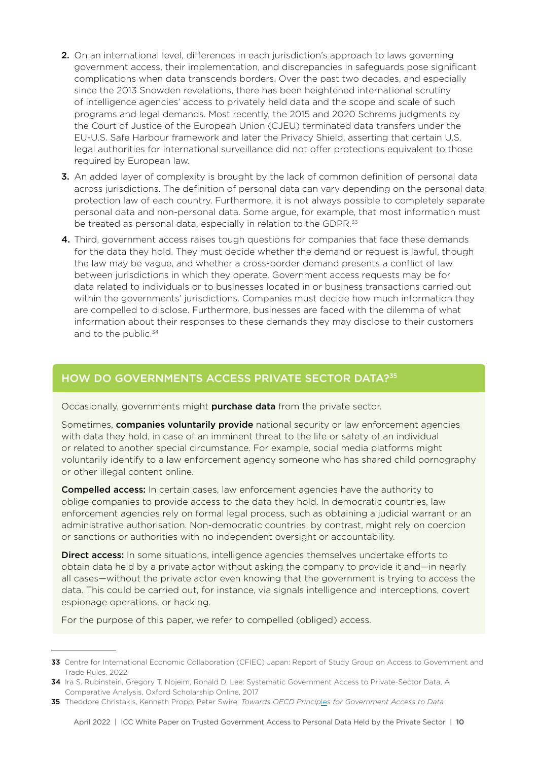2. On an international level, differences in each jurisdiction's approach to laws governing government access, their implementation, and discrepancies in safeguards pose significant complications when data transcends borders. Over the past two decades, and especially since the 2013 Snowden revelations, there has been heightened international scrutiny of intelligence agencies' access to privately held data and the scope and scale of such programs and legal demands. Most recently, the 2015 and 2020 Schrems judgments by the Court of Justice of the European Union (CJEU) terminated data transfers under the EU-U.S. Safe Harbour framework and later the Privacy Shield, asserting that certain U.S. legal authorities for international surveillance did not offer protections equivalent to those required by European law.

3. An added layer of complexity is brought by the lack of common definition of personal data across jurisdictions. The definition of personal data can vary depending on the personal data protection law of each country. Furthermore, it is not always possible to completely separate personal data and non-personal data. Some argue, for example, that most information must be treated as personal data, especially in relation to the GDPR.[33]

4. Third, government access raises tough questions for companies that face these demands for the data they hold. They must decide whether the demand or request is lawful, though the law may be vague, and whether a cross-border demand presents a conflict of law between jurisdictions in which they operate. Government access requests may be for data related to individuals or to businesses located in or business transactions carried out within the governments' jurisdictions. Companies must decide how much information they are compelled to disclose. Furthermore, businesses are faced with the dilemma of what information about their responses to these demands they may disclose to their customers and to the public.[34]

## HOW DO GOVERNMENTS ACCESS PRIVATE SECTOR DATA?[35]

Occasionally, governments might **purchase data** from the private sector.

Sometimes, **companies voluntarily provide** national security or law enforcement agencies with data they hold, in case of an imminent threat to the life or safety of an individual or related to another special circumstance. For example, social media platforms might voluntarily identify to a law enforcement agency someone who has shared child pornography or other illegal content online.

**Compelled access:** In certain cases, law enforcement agencies have the authority to oblige companies to provide access to the data they hold. In democratic countries, law enforcement agencies rely on formal legal process, such as obtaining a judicial warrant or an administrative authorisation. Non-democratic countries, by contrast, might rely on coercion or sanctions or authorities with no independent oversight or accountability.

**Direct access:** In some situations, intelligence agencies themselves undertake efforts to obtain data held by a private actor without asking the company to provide it and—in nearly all cases—without the private actor even knowing that the government is trying to access the data. This could be carried out, for instance, via signals intelligence and interceptions, covert espionage operations, or hacking.

For the purpose of this paper, we refer to compelled (obliged) access.

---

33 Centre for International Economic Collaboration (CFIEC) Japan: Report of Study Group on Access to Government and Trade Rules, 2022

34 Ira S. Rubinstein, Gregory T. Nojeim, Ronald D. Lee: Systematic Government Access to Private-Sector Data, A Comparative Analysis, Oxford Scholarship Online, 2017

35 Theodore Christakis, Kenneth Propp, Peter Swire: *Towards OECD Principles for Government Access to Data*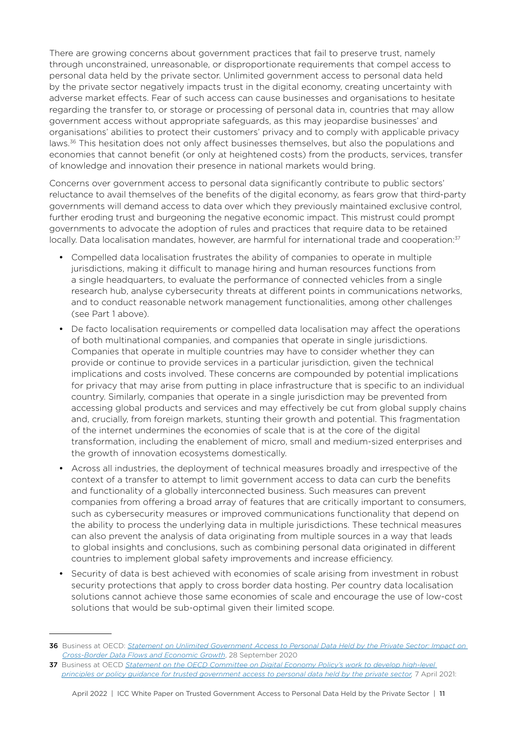There are growing concerns about government practices that fail to preserve trust, namely through unconstrained, unreasonable, or disproportionate requirements that compel access to personal data held by the private sector. Unlimited government access to personal data held by the private sector negatively impacts trust in the digital economy, creating uncertainty with adverse market effects. Fear of such access can cause businesses and organisations to hesitate regarding the transfer to, or storage or processing of personal data in, countries that may allow government access without appropriate safeguards, as this may jeopardise businesses' and organisations' abilities to protect their customers' privacy and to comply with applicable privacy laws.[36] This hesitation does not only affect businesses themselves, but also the populations and economies that cannot benefit (or only at heightened costs) from the products, services, transfer of knowledge and innovation their presence in national markets would bring.

Concerns over government access to personal data significantly contribute to public sectors' reluctance to avail themselves of the benefits of the digital economy, as fears grow that third-party governments will demand access to data over which they previously maintained exclusive control, further eroding trust and burgeoning the negative economic impact. This mistrust could prompt governments to advocate the adoption of rules and practices that require data to be retained locally. Data localisation mandates, however, are harmful for international trade and cooperation:[37]

- Compelled data localisation frustrates the ability of companies to operate in multiple jurisdictions, making it difficult to manage hiring and human resources functions from a single headquarters, to evaluate the performance of connected vehicles from a single research hub, analyse cybersecurity threats at different points in communications networks, and to conduct reasonable network management functionalities, among other challenges (see Part 1 above).
- De facto localisation requirements or compelled data localisation may affect the operations of both multinational companies, and companies that operate in single jurisdictions. Companies that operate in multiple countries may have to consider whether they can provide or continue to provide services in a particular jurisdiction, given the technical implications and costs involved. These concerns are compounded by potential implications for privacy that may arise from putting in place infrastructure that is specific to an individual country. Similarly, companies that operate in a single jurisdiction may be prevented from accessing global products and services and may effectively be cut from global supply chains and, crucially, from foreign markets, stunting their growth and potential. This fragmentation of the internet undermines the economies of scale that is at the core of the digital transformation, including the enablement of micro, small and medium-sized enterprises and the growth of innovation ecosystems domestically.
- Across all industries, the deployment of technical measures broadly and irrespective of the context of a transfer to attempt to limit government access to data can curb the benefits and functionality of a globally interconnected business. Such measures can prevent companies from offering a broad array of features that are critically important to consumers, such as cybersecurity measures or improved communications functionality that depend on the ability to process the underlying data in multiple jurisdictions. These technical measures can also prevent the analysis of data originating from multiple sources in a way that leads to global insights and conclusions, such as combining personal data originated in different countries to implement global safety improvements and increase efficiency.
- Security of data is best achieved with economies of scale arising from investment in robust security protections that apply to cross border data hosting. Per country data localisation solutions cannot achieve those same economies of scale and encourage the use of low-cost solutions that would be sub-optimal given their limited scope.

---

**36** Business at OECD: *Statement on Unlimited Government Access to Personal Data Held by the Private Sector: Impact on Cross-Border Data Flows and Economic Growth*, 28 September 2020

**37** Business at OECD *Statement on the OECD Committee on Digital Economy Policy's work to develop high-level principles or policy guidance for trusted government access to personal data held by the private sector*, 7 April 2021: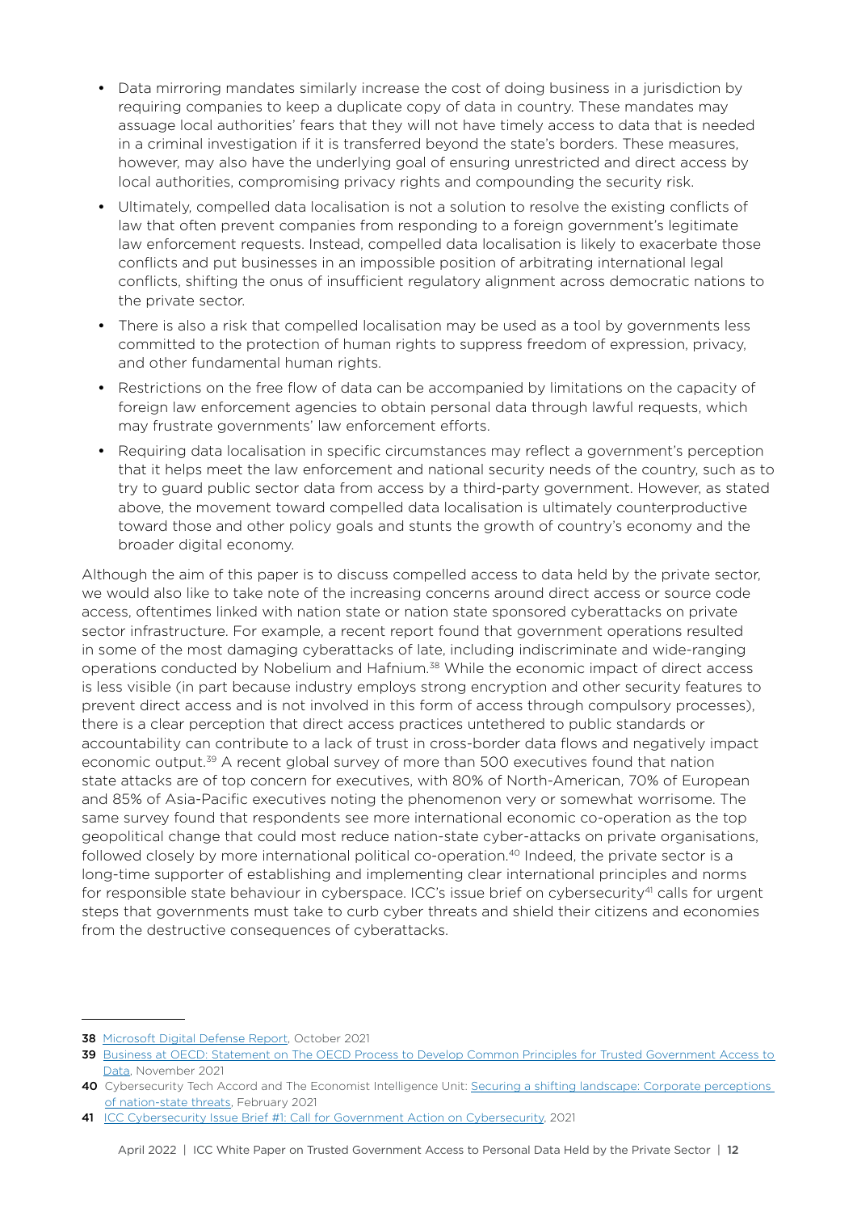- Data mirroring mandates similarly increase the cost of doing business in a jurisdiction by requiring companies to keep a duplicate copy of data in country. These mandates may assuage local authorities' fears that they will not have timely access to data that is needed in a criminal investigation if it is transferred beyond the state's borders. These measures, however, may also have the underlying goal of ensuring unrestricted and direct access by local authorities, compromising privacy rights and compounding the security risk.
- Ultimately, compelled data localisation is not a solution to resolve the existing conflicts of law that often prevent companies from responding to a foreign government's legitimate law enforcement requests. Instead, compelled data localisation is likely to exacerbate those conflicts and put businesses in an impossible position of arbitrating international legal conflicts, shifting the onus of insufficient regulatory alignment across democratic nations to the private sector.
- There is also a risk that compelled localisation may be used as a tool by governments less committed to the protection of human rights to suppress freedom of expression, privacy, and other fundamental human rights.
- Restrictions on the free flow of data can be accompanied by limitations on the capacity of foreign law enforcement agencies to obtain personal data through lawful requests, which may frustrate governments' law enforcement efforts.
- Requiring data localisation in specific circumstances may reflect a government's perception that it helps meet the law enforcement and national security needs of the country, such as to try to guard public sector data from access by a third-party government. However, as stated above, the movement toward compelled data localisation is ultimately counterproductive toward those and other policy goals and stunts the growth of country's economy and the broader digital economy.

Although the aim of this paper is to discuss compelled access to data held by the private sector, we would also like to take note of the increasing concerns around direct access or source code access, oftentimes linked with nation state or nation state sponsored cyberattacks on private sector infrastructure. For example, a recent report found that government operations resulted in some of the most damaging cyberattacks of late, including indiscriminate and wide-ranging operations conducted by Nobelium and Hafnium.[38] While the economic impact of direct access is less visible (in part because industry employs strong encryption and other security features to prevent direct access and is not involved in this form of access through compulsory processes), there is a clear perception that direct access practices untethered to public standards or accountability can contribute to a lack of trust in cross-border data flows and negatively impact economic output.[39] A recent global survey of more than 500 executives found that nation state attacks are of top concern for executives, with 80% of North-American, 70% of European and 85% of Asia-Pacific executives noting the phenomenon very or somewhat worrisome. The same survey found that respondents see more international economic co-operation as the top geopolitical change that could most reduce nation-state cyber-attacks on private organisations, followed closely by more international political co-operation.[40] Indeed, the private sector is a long-time supporter of establishing and implementing clear international principles and norms for responsible state behaviour in cyberspace. ICC's issue brief on cybersecurity[41] calls for urgent steps that governments must take to curb cyber threats and shield their citizens and economies from the destructive consequences of cyberattacks.

---

**38** Microsoft Digital Defense Report, October 2021

**39** Business at OECD: Statement on The OECD Process to Develop Common Principles for Trusted Government Access to Data, November 2021

**40** Cybersecurity Tech Accord and The Economist Intelligence Unit: Securing a shifting landscape: Corporate perceptions of nation-state threats, February 2021

**41** ICC Cybersecurity Issue Brief #1: Call for Government Action on Cybersecurity, 2021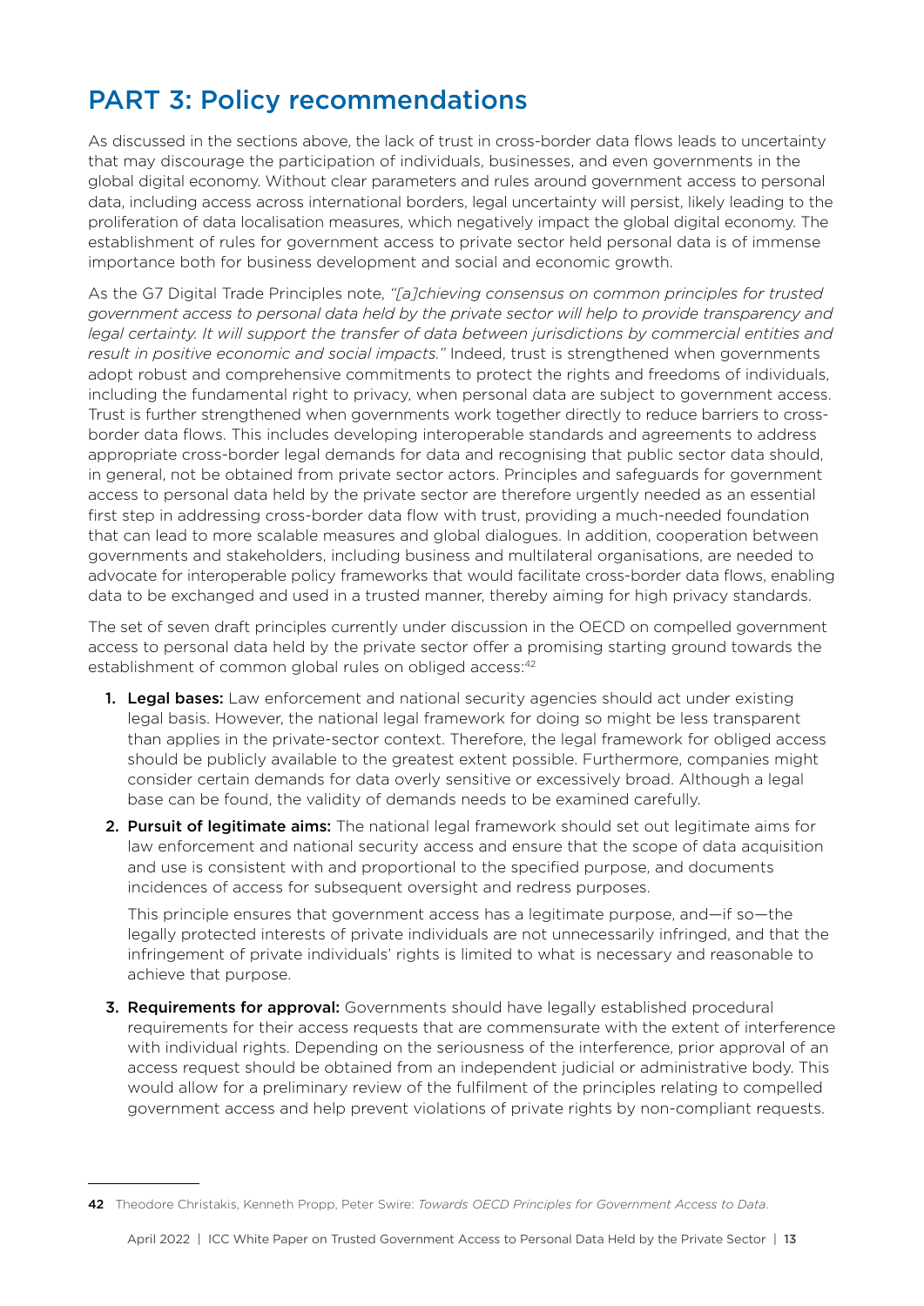## PART 3: Policy recommendations

As discussed in the sections above, the lack of trust in cross-border data flows leads to uncertainty that may discourage the participation of individuals, businesses, and even governments in the global digital economy. Without clear parameters and rules around government access to personal data, including access across international borders, legal uncertainty will persist, likely leading to the proliferation of data localisation measures, which negatively impact the global digital economy. The establishment of rules for government access to private sector held personal data is of immense importance both for business development and social and economic growth.

As the G7 Digital Trade Principles note, *"[a]chieving consensus on common principles for trusted government access to personal data held by the private sector will help to provide transparency and legal certainty. It will support the transfer of data between jurisdictions by commercial entities and result in positive economic and social impacts."* Indeed, trust is strengthened when governments adopt robust and comprehensive commitments to protect the rights and freedoms of individuals, including the fundamental right to privacy, when personal data are subject to government access. Trust is further strengthened when governments work together directly to reduce barriers to cross-border data flows. This includes developing interoperable standards and agreements to address appropriate cross-border legal demands for data and recognising that public sector data should, in general, not be obtained from private sector actors. Principles and safeguards for government access to personal data held by the private sector are therefore urgently needed as an essential first step in addressing cross-border data flow with trust, providing a much-needed foundation that can lead to more scalable measures and global dialogues. In addition, cooperation between governments and stakeholders, including business and multilateral organisations, are needed to advocate for interoperable policy frameworks that would facilitate cross-border data flows, enabling data to be exchanged and used in a trusted manner, thereby aiming for high privacy standards.

The set of seven draft principles currently under discussion in the OECD on compelled government access to personal data held by the private sector offer a promising starting ground towards the establishment of common global rules on obliged access:[42]

1. **Legal bases:** Law enforcement and national security agencies should act under existing legal basis. However, the national legal framework for doing so might be less transparent than applies in the private-sector context. Therefore, the legal framework for obliged access should be publicly available to the greatest extent possible. Furthermore, companies might consider certain demands for data overly sensitive or excessively broad. Although a legal base can be found, the validity of demands needs to be examined carefully.

2. **Pursuit of legitimate aims:** The national legal framework should set out legitimate aims for law enforcement and national security access and ensure that the scope of data acquisition and use is consistent with and proportional to the specified purpose, and documents incidences of access for subsequent oversight and redress purposes.

   This principle ensures that government access has a legitimate purpose, and—if so—the legally protected interests of private individuals are not unnecessarily infringed, and that the infringement of private individuals' rights is limited to what is necessary and reasonable to achieve that purpose.

3. **Requirements for approval:** Governments should have legally established procedural requirements for their access requests that are commensurate with the extent of interference with individual rights. Depending on the seriousness of the interference, prior approval of an access request should be obtained from an independent judicial or administrative body. This would allow for a preliminary review of the fulfilment of the principles relating to compelled government access and help prevent violations of private rights by non-compliant requests.

---

42 Theodore Christakis, Kenneth Propp, Peter Swire: *Towards OECD Principles for Government Access to Data*.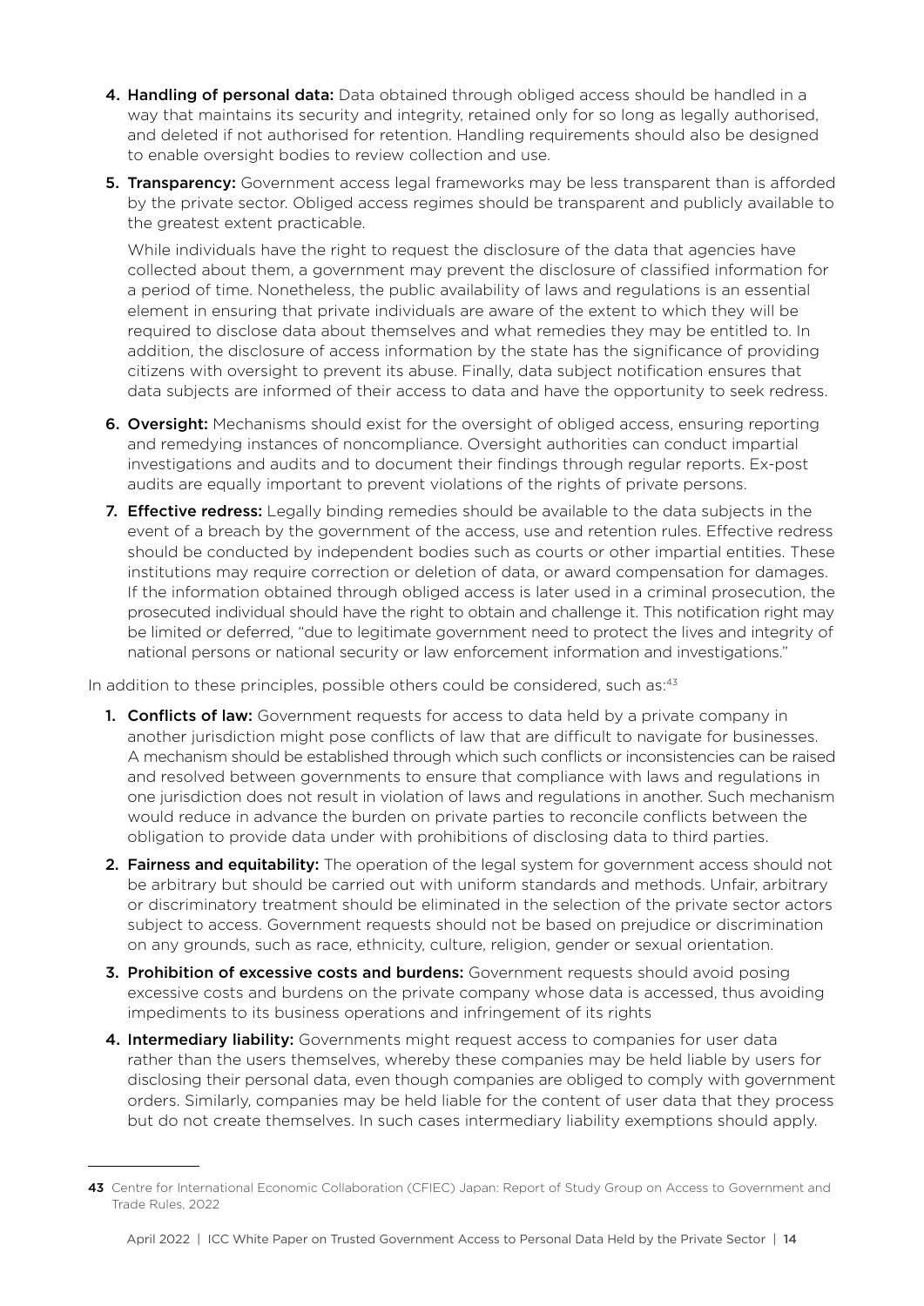4. **Handling of personal data:** Data obtained through obliged access should be handled in a way that maintains its security and integrity, retained only for so long as legally authorised, and deleted if not authorised for retention. Handling requirements should also be designed to enable oversight bodies to review collection and use.

5. **Transparency:** Government access legal frameworks may be less transparent than is afforded by the private sector. Obliged access regimes should be transparent and publicly available to the greatest extent practicable.

   While individuals have the right to request the disclosure of the data that agencies have collected about them, a government may prevent the disclosure of classified information for a period of time. Nonetheless, the public availability of laws and regulations is an essential element in ensuring that private individuals are aware of the extent to which they will be required to disclose data about themselves and what remedies they may be entitled to. In addition, the disclosure of access information by the state has the significance of providing citizens with oversight to prevent its abuse. Finally, data subject notification ensures that data subjects are informed of their access to data and have the opportunity to seek redress.

6. **Oversight:** Mechanisms should exist for the oversight of obliged access, ensuring reporting and remedying instances of noncompliance. Oversight authorities can conduct impartial investigations and audits and to document their findings through regular reports. Ex-post audits are equally important to prevent violations of the rights of private persons.

7. **Effective redress:** Legally binding remedies should be available to the data subjects in the event of a breach by the government of the access, use and retention rules. Effective redress should be conducted by independent bodies such as courts or other impartial entities. These institutions may require correction or deletion of data, or award compensation for damages. If the information obtained through obliged access is later used in a criminal prosecution, the prosecuted individual should have the right to obtain and challenge it. This notification right may be limited or deferred, "due to legitimate government need to protect the lives and integrity of national persons or national security or law enforcement information and investigations."

In addition to these principles, possible others could be considered, such as:[43]

1. **Conflicts of law:** Government requests for access to data held by a private company in another jurisdiction might pose conflicts of law that are difficult to navigate for businesses. A mechanism should be established through which such conflicts or inconsistencies can be raised and resolved between governments to ensure that compliance with laws and regulations in one jurisdiction does not result in violation of laws and regulations in another. Such mechanism would reduce in advance the burden on private parties to reconcile conflicts between the obligation to provide data under with prohibitions of disclosing data to third parties.

2. **Fairness and equitability:** The operation of the legal system for government access should not be arbitrary but should be carried out with uniform standards and methods. Unfair, arbitrary or discriminatory treatment should be eliminated in the selection of the private sector actors subject to access. Government requests should not be based on prejudice or discrimination on any grounds, such as race, ethnicity, culture, religion, gender or sexual orientation.

3. **Prohibition of excessive costs and burdens:** Government requests should avoid posing excessive costs and burdens on the private company whose data is accessed, thus avoiding impediments to its business operations and infringement of its rights

4. **Intermediary liability:** Governments might request access to companies for user data rather than the users themselves, whereby these companies may be held liable by users for disclosing their personal data, even though companies are obliged to comply with government orders. Similarly, companies may be held liable for the content of user data that they process but do not create themselves. In such cases intermediary liability exemptions should apply.

---

[43] Centre for International Economic Collaboration (CFIEC) Japan: Report of Study Group on Access to Government and Trade Rules, 2022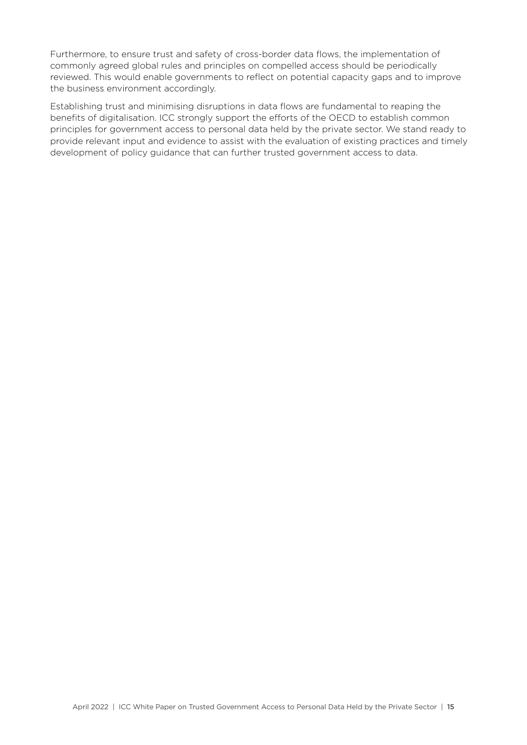Furthermore, to ensure trust and safety of cross-border data flows, the implementation of commonly agreed global rules and principles on compelled access should be periodically reviewed. This would enable governments to reflect on potential capacity gaps and to improve the business environment accordingly.

Establishing trust and minimising disruptions in data flows are fundamental to reaping the benefits of digitalisation. ICC strongly support the efforts of the OECD to establish common principles for government access to personal data held by the private sector. We stand ready to provide relevant input and evidence to assist with the evaluation of existing practices and timely development of policy guidance that can further trusted government access to data.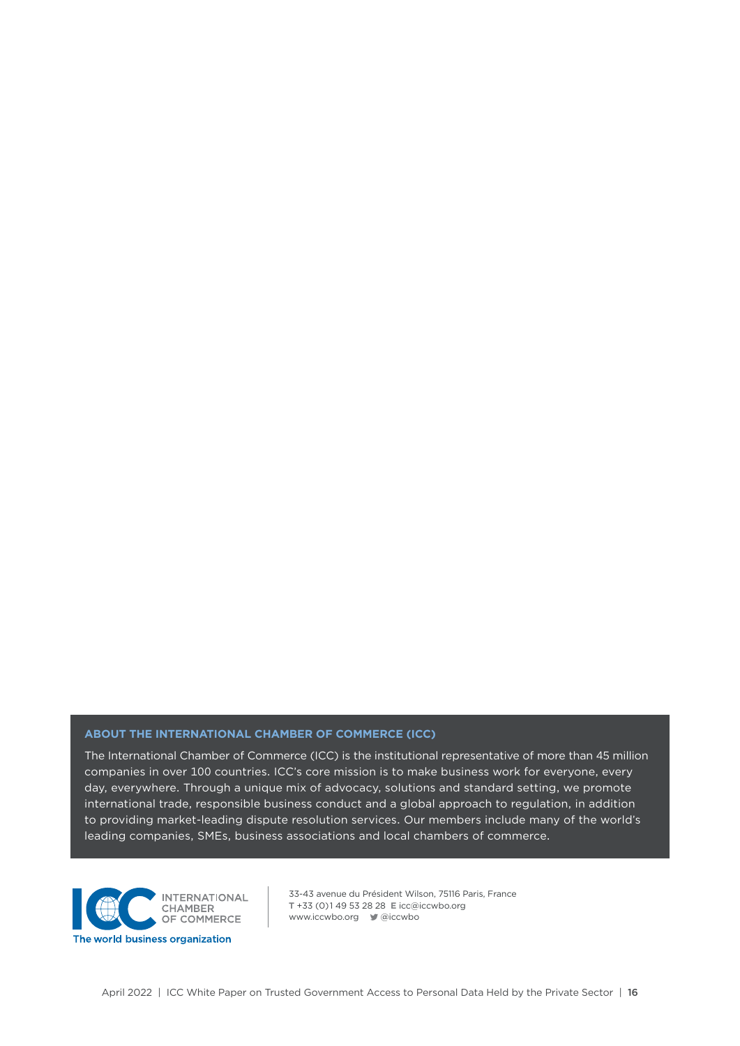## ABOUT THE INTERNATIONAL CHAMBER OF COMMERCE (ICC)

The International Chamber of Commerce (ICC) is the institutional representative of more than 45 million companies in over 100 countries. ICC's core mission is to make business work for everyone, every day, everywhere. Through a unique mix of advocacy, solutions and standard setting, we promote international trade, responsible business conduct and a global approach to regulation, in addition to providing market-leading dispute resolution services. Our members include many of the world's leading companies, SMEs, business associations and local chambers of commerce.

INTERNATIONAL CHAMBER OF COMMERCE
The world business organization

33-43 avenue du Président Wilson, 75116 Paris, France
T +33 (0)1 49 53 28 28 E icc@iccwbo.org
www.iccwbo.org @iccwbo